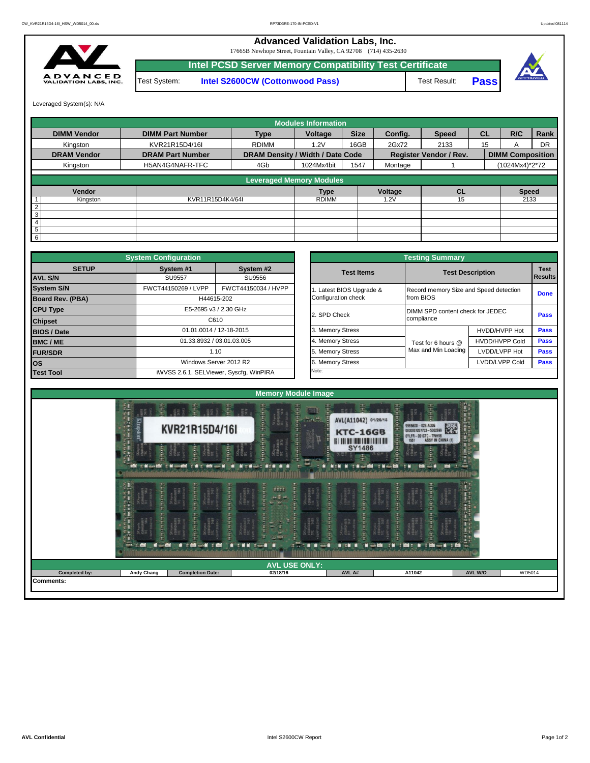# Advanced Validation Labs, Inc.

17665B Newhope Street, Fountain Valley, CA 92708 (714) 435-2630

## Intel PCSD Server Memory Compatibility Test Certificate

| Test System: | Intel S2600CW (Cottonwood Pass) | Test Result: | Pass |
|---|---|---|---|

Leveraged System(s): N/A

### Modules Information

| DIMM Vendor | DIMM Part Number | Type | Voltage | Size | Config. | Speed | CL | R/C | Rank |
|---|---|---|---|---|---|---|---|---|---|
| Kingston | KVR21R15D4/16I | RDIMM | 1.2V | 16GB | 2Gx72 | 2133 | 15 | A | DR |
| **DRAM Vendor** | **DRAM Part Number** | **DRAM Density / Width / Date Code** | | | **Register Vendor / Rev.** | | **DIMM Composition** | | |
| Kingston | H5AN4G4NAFR-TFC | 4Gb | 1024Mx4bit | 1547 | Montage | 1 | (1024Mx4)*2*72 | | |

### Leveraged Memory Modules

| | Vendor | | Type | Voltage | CL | Speed |
|---|---|---|---|---|---|---|
| 1 | Kingston | KVR11R15D4K4/64I | RDIMM | 1.2V | 15 | 2133 |
| 2 | | | | | | |
| 3 | | | | | | |
| 4 | | | | | | |
| 5 | | | | | | |
| 6 | | | | | | |

### System Configuration

| SETUP | System #1 | System #2 |
|---|---|---|
| AVL S/N | SU9557 | SU9556 |
| System S/N | FWCT44150269 / LVPP | FWCT44150034 / HVPP |
| Board Rev. (PBA) | H44615-202 | |
| CPU Type | E5-2695 v3 / 2.30 GHz | |
| Chipset | C610 | |
| BIOS / Date | 01.01.0014 / 12-18-2015 | |
| BMC / ME | 01.33.8932 / 03.01.03.005 | |
| FUR/SDR | 1.10 | |
| OS | Windows Server 2012 R2 | |
| Test Tool | iWVSS 2.6.1, SELViewer, Syscfg, WinPIRA | |

### Testing Summary

| Test Items | Test Description | | Test Results |
|---|---|---|---|
| 1. Latest BIOS Upgrade & Configuration check | Record memory Size and Speed detection from BIOS | | Done |
| 2. SPD Check | DIMM SPD content check for JEDEC compliance | | Pass |
| 3. Memory Stress | Test for 6 hours @ Max and Min Loading | HVDD/HVPP Hot | Pass |
| 4. Memory Stress | | HVDD/HVPP Cold | Pass |
| 5. Memory Stress | | LVDD/LVPP Hot | Pass |
| 6. Memory Stress | | LVDD/LVPP Cold | Pass |

Note:

### Memory Module Image

### AVL USE ONLY:

| Completed by: | Andy Chang | Completion Date: | 02/18/16 | AVL A# | A11042 | AVL W/O | WD5014 |
|---|---|---|---|---|---|---|---|

Comments: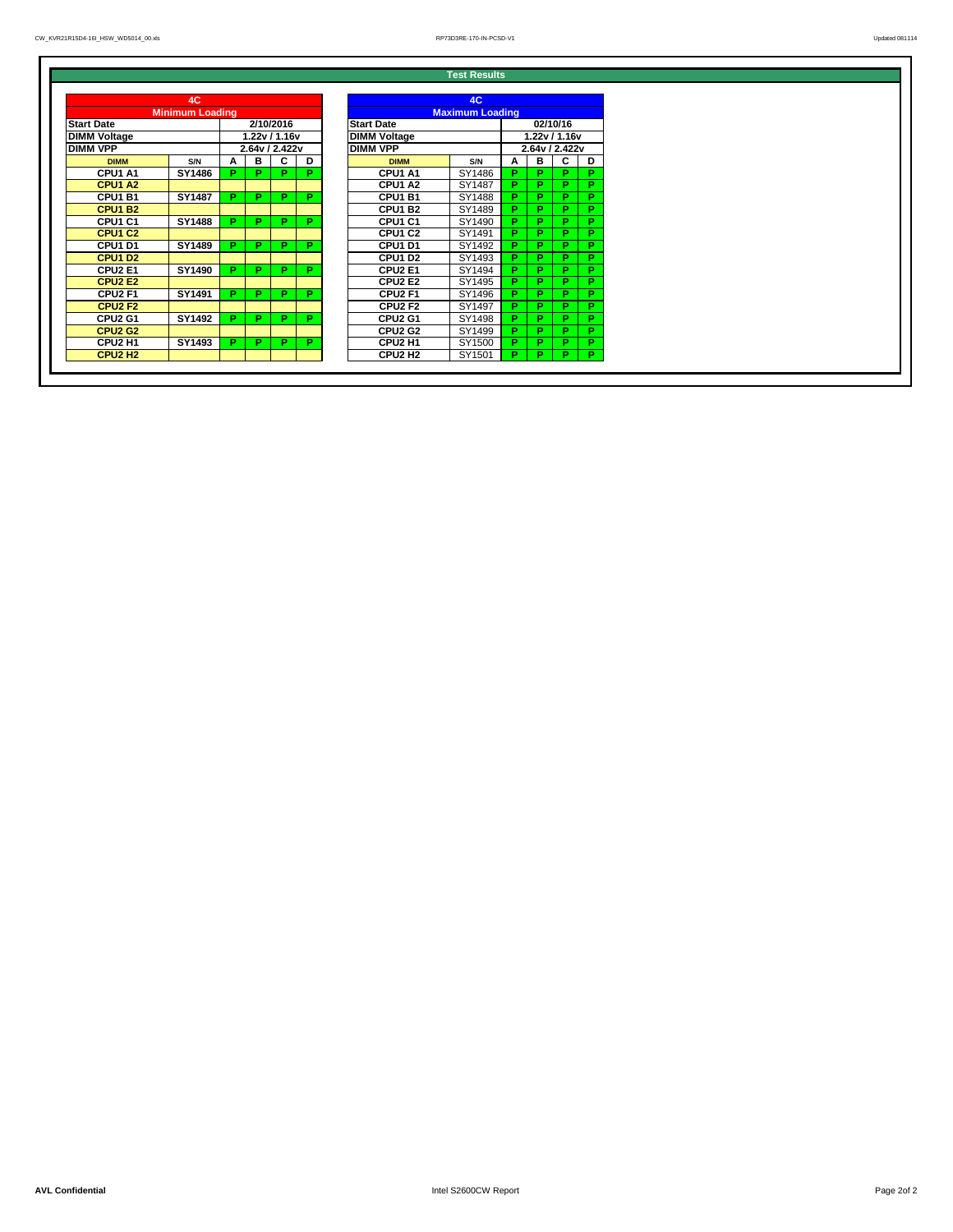## Test Results

| 4C Minimum Loading | | | | | |
|---|---|---|---|---|---|
| Start Date | | 2/10/2016 | | | |
| DIMM Voltage | | 1.22v / 1.16v | | | |
| DIMM VPP | | 2.64v / 2.422v | | | |
| DIMM | S/N | A | B | C | D |
| CPU1 A1 | SY1486 | P | P | P | P |
| CPU1 A2 | | | | | |
| CPU1 B1 | SY1487 | P | P | P | P |
| CPU1 B2 | | | | | |
| CPU1 C1 | SY1488 | P | P | P | P |
| CPU1 C2 | | | | | |
| CPU1 D1 | SY1489 | P | P | P | P |
| CPU1 D2 | | | | | |
| CPU2 E1 | SY1490 | P | P | P | P |
| CPU2 E2 | | | | | |
| CPU2 F1 | SY1491 | P | P | P | P |
| CPU2 F2 | | | | | |
| CPU2 G1 | SY1492 | P | P | P | P |
| CPU2 G2 | | | | | |
| CPU2 H1 | SY1493 | P | P | P | P |
| CPU2 H2 | | | | | |

| 4C Maximum Loading | | | | | |
|---|---|---|---|---|---|
| Start Date | | 02/10/16 | | | |
| DIMM Voltage | | 1.22v / 1.16v | | | |
| DIMM VPP | | 2.64v / 2.422v | | | |
| DIMM | S/N | A | B | C | D |
| CPU1 A1 | SY1486 | P | P | P | P |
| CPU1 A2 | SY1487 | P | P | P | P |
| CPU1 B1 | SY1488 | P | P | P | P |
| CPU1 B2 | SY1489 | P | P | P | P |
| CPU1 C1 | SY1490 | P | P | P | P |
| CPU1 C2 | SY1491 | P | P | P | P |
| CPU1 D1 | SY1492 | P | P | P | P |
| CPU1 D2 | SY1493 | P | P | P | P |
| CPU2 E1 | SY1494 | P | P | P | P |
| CPU2 E2 | SY1495 | P | P | P | P |
| CPU2 F1 | SY1496 | P | P | P | P |
| CPU2 F2 | SY1497 | P | P | P | P |
| CPU2 G1 | SY1498 | P | P | P | P |
| CPU2 G2 | SY1499 | P | P | P | P |
| CPU2 H1 | SY1500 | P | P | P | P |
| CPU2 H2 | SY1501 | P | P | P | P |